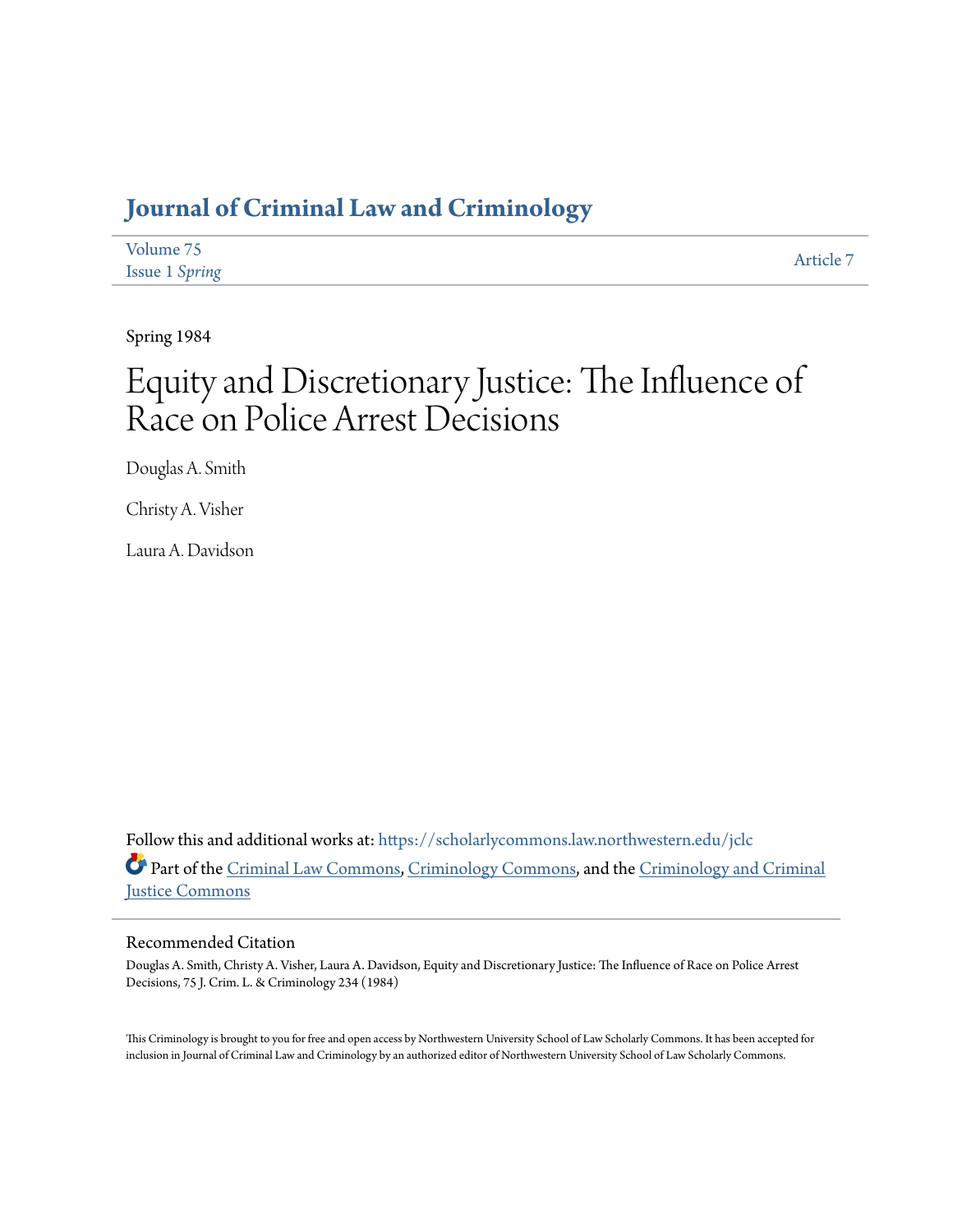# Journal of Criminal Law and Criminology

Volume 75
Issue 1 *Spring*

Article 7

Spring 1984

# Equity and Discretionary Justice: The Influence of Race on Police Arrest Decisions

Douglas A. Smith

Christy A. Visher

Laura A. Davidson

Follow this and additional works at: https://scholarlycommons.law.northwestern.edu/jclc

Part of the Criminal Law Commons, Criminology Commons, and the Criminology and Criminal Justice Commons

## Recommended Citation

Douglas A. Smith, Christy A. Visher, Laura A. Davidson, Equity and Discretionary Justice: The Influence of Race on Police Arrest Decisions, 75 J. Crim. L. & Criminology 234 (1984)

This Criminology is brought to you for free and open access by Northwestern University School of Law Scholarly Commons. It has been accepted for inclusion in Journal of Criminal Law and Criminology by an authorized editor of Northwestern University School of Law Scholarly Commons.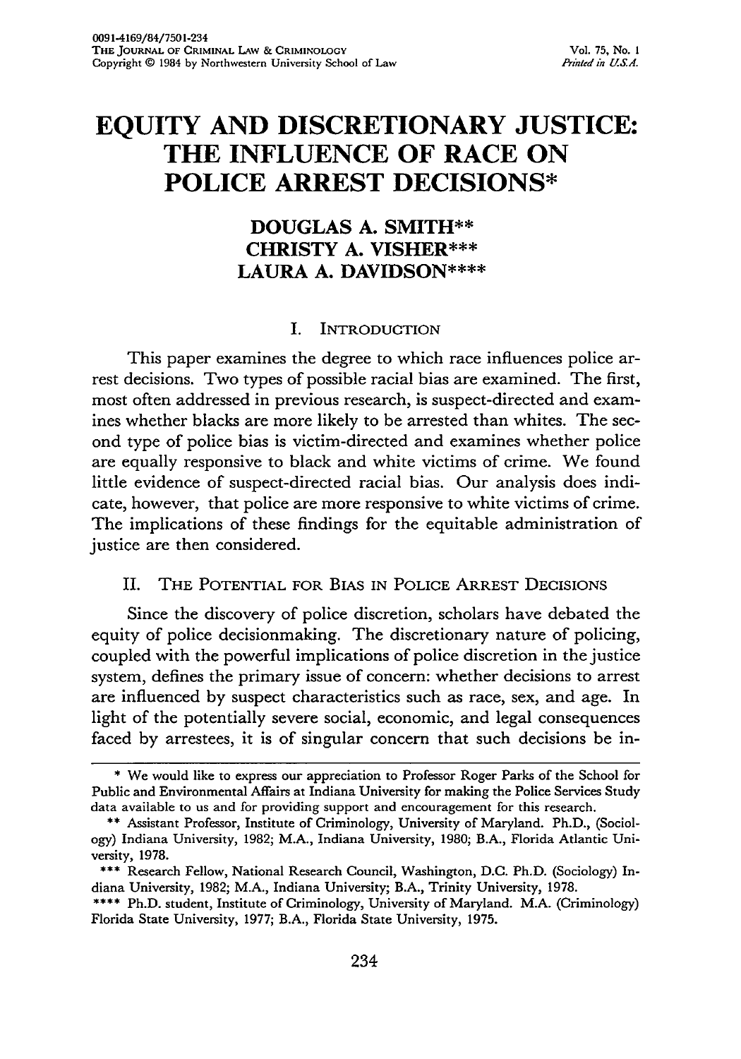# EQUITY AND DISCRETIONARY JUSTICE: THE INFLUENCE OF RACE ON POLICE ARREST DECISIONS*

**DOUGLAS A. SMITH\*\***
**CHRISTY A. VISHER\*\*\***
**LAURA A. DAVIDSON\*\*\*\***

## I. INTRODUCTION

This paper examines the degree to which race influences police arrest decisions. Two types of possible racial bias are examined. The first, most often addressed in previous research, is suspect-directed and examines whether blacks are more likely to be arrested than whites. The second type of police bias is victim-directed and examines whether police are equally responsive to black and white victims of crime. We found little evidence of suspect-directed racial bias. Our analysis does indicate, however, that police are more responsive to white victims of crime. The implications of these findings for the equitable administration of justice are then considered.

## II. THE POTENTIAL FOR BIAS IN POLICE ARREST DECISIONS

Since the discovery of police discretion, scholars have debated the equity of police decisionmaking. The discretionary nature of policing, coupled with the powerful implications of police discretion in the justice system, defines the primary issue of concern: whether decisions to arrest are influenced by suspect characteristics such as race, sex, and age. In light of the potentially severe social, economic, and legal consequences faced by arrestees, it is of singular concern that such decisions be in-

---

\* We would like to express our appreciation to Professor Roger Parks of the School for Public and Environmental Affairs at Indiana University for making the Police Services Study data available to us and for providing support and encouragement for this research.

\*\* Assistant Professor, Institute of Criminology, University of Maryland. Ph.D., (Sociology) Indiana University, 1982; M.A., Indiana University, 1980; B.A., Florida Atlantic University, 1978.

\*\*\* Research Fellow, National Research Council, Washington, D.C. Ph.D. (Sociology) Indiana University, 1982; M.A., Indiana University; B.A., Trinity University, 1978.

\*\*\*\* Ph.D. student, Institute of Criminology, University of Maryland. M.A. (Criminology) Florida State University, 1977; B.A., Florida State University, 1975.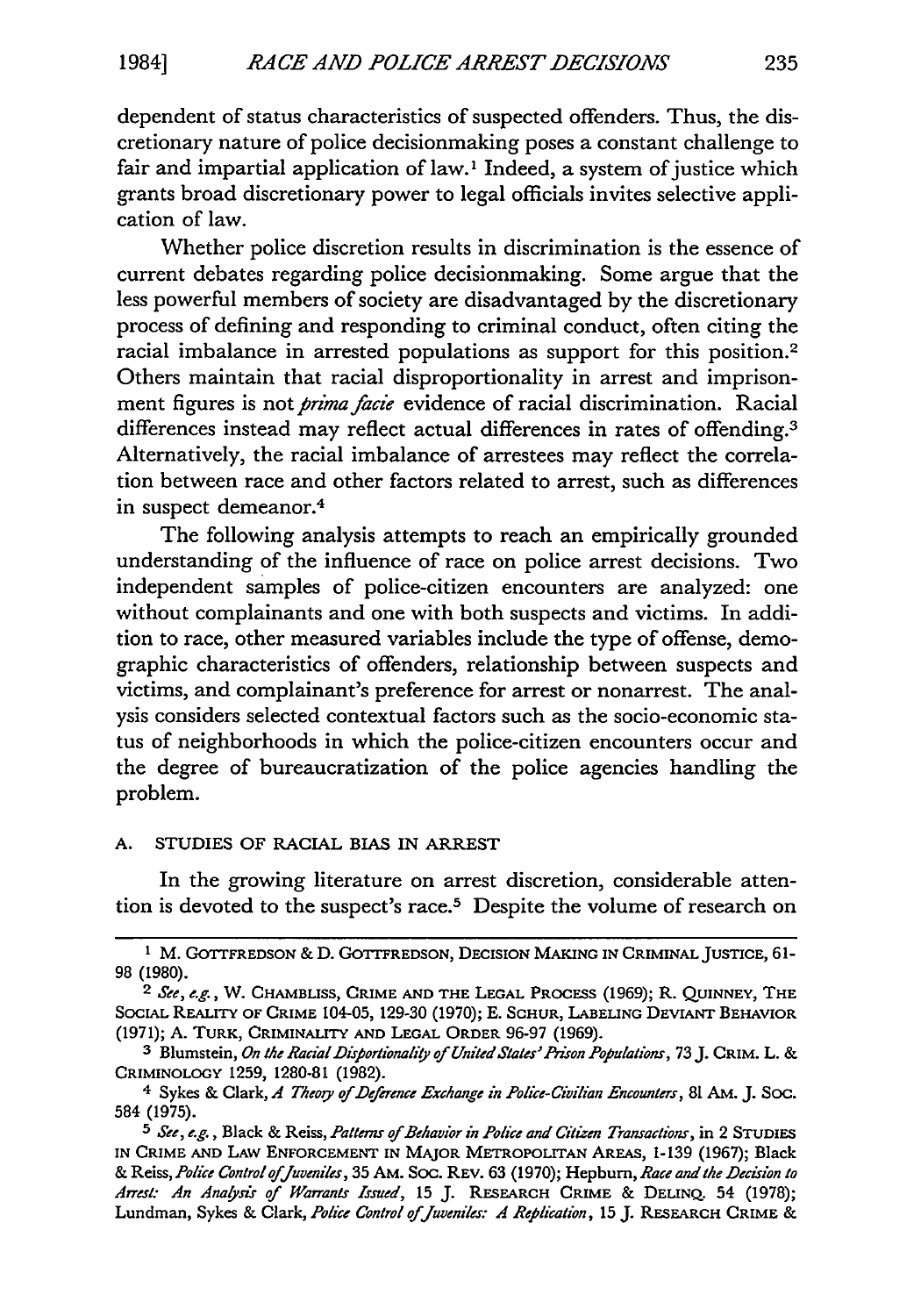dependent of status characteristics of suspected offenders. Thus, the discretionary nature of police decisionmaking poses a constant challenge to fair and impartial application of law.[1] Indeed, a system of justice which grants broad discretionary power to legal officials invites selective application of law.

Whether police discretion results in discrimination is the essence of current debates regarding police decisionmaking. Some argue that the less powerful members of society are disadvantaged by the discretionary process of defining and responding to criminal conduct, often citing the racial imbalance in arrested populations as support for this position.[2] Others maintain that racial disproportionality in arrest and imprisonment figures is not *prima facie* evidence of racial discrimination. Racial differences instead may reflect actual differences in rates of offending.[3] Alternatively, the racial imbalance of arrestees may reflect the correlation between race and other factors related to arrest, such as differences in suspect demeanor.[4]

The following analysis attempts to reach an empirically grounded understanding of the influence of race on police arrest decisions. Two independent samples of police-citizen encounters are analyzed: one without complainants and one with both suspects and victims. In addition to race, other measured variables include the type of offense, demographic characteristics of offenders, relationship between suspects and victims, and complainant's preference for arrest or nonarrest. The analysis considers selected contextual factors such as the socio-economic status of neighborhoods in which the police-citizen encounters occur and the degree of bureaucratization of the police agencies handling the problem.

### A. STUDIES OF RACIAL BIAS IN ARREST

In the growing literature on arrest discretion, considerable attention is devoted to the suspect's race.[5] Despite the volume of research on

---

[1] M. GOTTFREDSON & D. GOTTFREDSON, DECISION MAKING IN CRIMINAL JUSTICE, 61-98 (1980).

[2] *See, e.g.*, W. CHAMBLISS, CRIME AND THE LEGAL PROCESS (1969); R. QUINNEY, THE SOCIAL REALITY OF CRIME 104-05, 129-30 (1970); E. SCHUR, LABELING DEVIANT BEHAVIOR (1971); A. TURK, CRIMINALITY AND LEGAL ORDER 96-97 (1969).

[3] Blumstein, *On the Racial Disportionality of United States' Prison Populations*, 73 J. CRIM. L. & CRIMINOLOGY 1259, 1280-81 (1982).

[4] Sykes & Clark, *A Theory of Deference Exchange in Police-Civilian Encounters*, 81 AM. J. SOC. 584 (1975).

[5] *See, e.g.*, Black & Reiss, *Patterns of Behavior in Police and Citizen Transactions*, in 2 STUDIES IN CRIME AND LAW ENFORCEMENT IN MAJOR METROPOLITAN AREAS, 1-139 (1967); Black & Reiss, *Police Control of Juveniles*, 35 AM. SOC. REV. 63 (1970); Hepburn, *Race and the Decision to Arrest: An Analysis of Warrants Issued*, 15 J. RESEARCH CRIME & DELINQ. 54 (1978); Lundman, Sykes & Clark, *Police Control of Juveniles: A Replication*, 15 J. RESEARCH CRIME &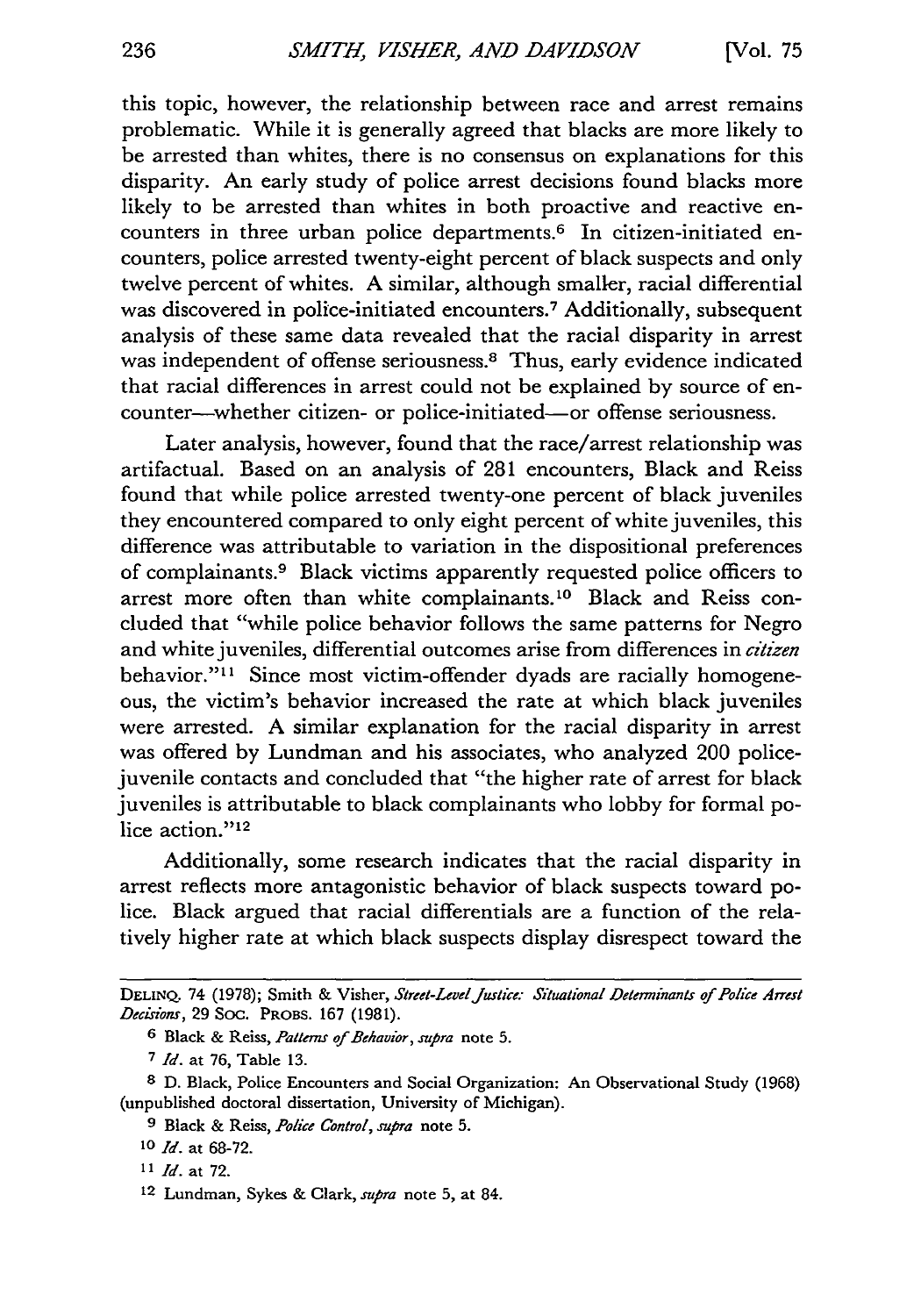this topic, however, the relationship between race and arrest remains problematic. While it is generally agreed that blacks are more likely to be arrested than whites, there is no consensus on explanations for this disparity. An early study of police arrest decisions found blacks more likely to be arrested than whites in both proactive and reactive encounters in three urban police departments.[6] In citizen-initiated encounters, police arrested twenty-eight percent of black suspects and only twelve percent of whites. A similar, although smaller, racial differential was discovered in police-initiated encounters.[7] Additionally, subsequent analysis of these same data revealed that the racial disparity in arrest was independent of offense seriousness.[8] Thus, early evidence indicated that racial differences in arrest could not be explained by source of encounter—whether citizen- or police-initiated—or offense seriousness.

Later analysis, however, found that the race/arrest relationship was artifactual. Based on an analysis of 281 encounters, Black and Reiss found that while police arrested twenty-one percent of black juveniles they encountered compared to only eight percent of white juveniles, this difference was attributable to variation in the dispositional preferences of complainants.[9] Black victims apparently requested police officers to arrest more often than white complainants.[10] Black and Reiss concluded that "while police behavior follows the same patterns for Negro and white juveniles, differential outcomes arise from differences in *citizen* behavior."[11] Since most victim-offender dyads are racially homogeneous, the victim's behavior increased the rate at which black juveniles were arrested. A similar explanation for the racial disparity in arrest was offered by Lundman and his associates, who analyzed 200 police-juvenile contacts and concluded that "the higher rate of arrest for black juveniles is attributable to black complainants who lobby for formal police action."[12]

Additionally, some research indicates that the racial disparity in arrest reflects more antagonistic behavior of black suspects toward police. Black argued that racial differentials are a function of the relatively higher rate at which black suspects display disrespect toward the

---

DELINQ. 74 (1978); Smith & Visher, *Street-Level Justice: Situational Determinants of Police Arrest Decisions*, 29 SOC. PROBS. 167 (1981).

[6] Black & Reiss, *Patterns of Behavior*, *supra* note 5.

[7] *Id.* at 76, Table 13.

[8] D. Black, Police Encounters and Social Organization: An Observational Study (1968) (unpublished doctoral dissertation, University of Michigan).

[9] Black & Reiss, *Police Control*, *supra* note 5.

[10] *Id.* at 68-72.

[11] *Id.* at 72.

[12] Lundman, Sykes & Clark, *supra* note 5, at 84.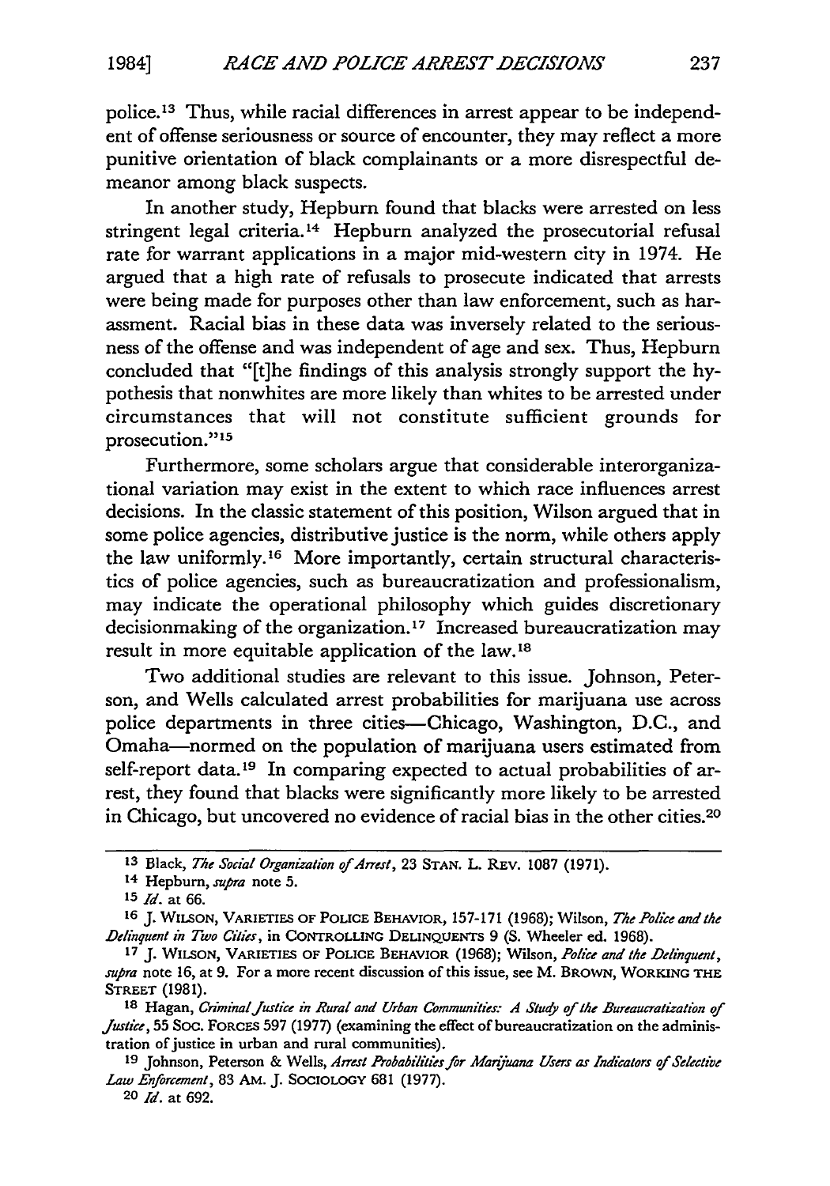police.[13] Thus, while racial differences in arrest appear to be independent of offense seriousness or source of encounter, they may reflect a more punitive orientation of black complainants or a more disrespectful demeanor among black suspects.

In another study, Hepburn found that blacks were arrested on less stringent legal criteria.[14] Hepburn analyzed the prosecutorial refusal rate for warrant applications in a major mid-western city in 1974. He argued that a high rate of refusals to prosecute indicated that arrests were being made for purposes other than law enforcement, such as harassment. Racial bias in these data was inversely related to the seriousness of the offense and was independent of age and sex. Thus, Hepburn concluded that "[t]he findings of this analysis strongly support the hypothesis that nonwhites are more likely than whites to be arrested under circumstances that will not constitute sufficient grounds for prosecution."[15]

Furthermore, some scholars argue that considerable interorganizational variation may exist in the extent to which race influences arrest decisions. In the classic statement of this position, Wilson argued that in some police agencies, distributive justice is the norm, while others apply the law uniformly.[16] More importantly, certain structural characteristics of police agencies, such as bureaucratization and professionalism, may indicate the operational philosophy which guides discretionary decisionmaking of the organization.[17] Increased bureaucratization may result in more equitable application of the law.[18]

Two additional studies are relevant to this issue. Johnson, Peterson, and Wells calculated arrest probabilities for marijuana use across police departments in three cities—Chicago, Washington, D.C., and Omaha—normed on the population of marijuana users estimated from self-report data.[19] In comparing expected to actual probabilities of arrest, they found that blacks were significantly more likely to be arrested in Chicago, but uncovered no evidence of racial bias in the other cities.[20]

---

[13] Black, *The Social Organization of Arrest*, 23 STAN. L. REV. 1087 (1971).

[14] Hepburn, *supra* note 5.

[15] *Id.* at 66.

[16] J. WILSON, VARIETIES OF POLICE BEHAVIOR, 157-171 (1968); Wilson, *The Police and the Delinquent in Two Cities*, in CONTROLLING DELINQUENTS 9 (S. Wheeler ed. 1968).

[17] J. WILSON, VARIETIES OF POLICE BEHAVIOR (1968); Wilson, *Police and the Delinquent*, *supra* note 16, at 9. For a more recent discussion of this issue, see M. BROWN, WORKING THE STREET (1981).

[18] Hagan, *Criminal Justice in Rural and Urban Communities: A Study of the Bureaucratization of Justice*, 55 SOC. FORCES 597 (1977) (examining the effect of bureaucratization on the administration of justice in urban and rural communities).

[19] Johnson, Peterson & Wells, *Arrest Probabilities for Marijuana Users as Indicators of Selective Law Enforcement*, 83 AM. J. SOCIOLOGY 681 (1977).

[20] *Id.* at 692.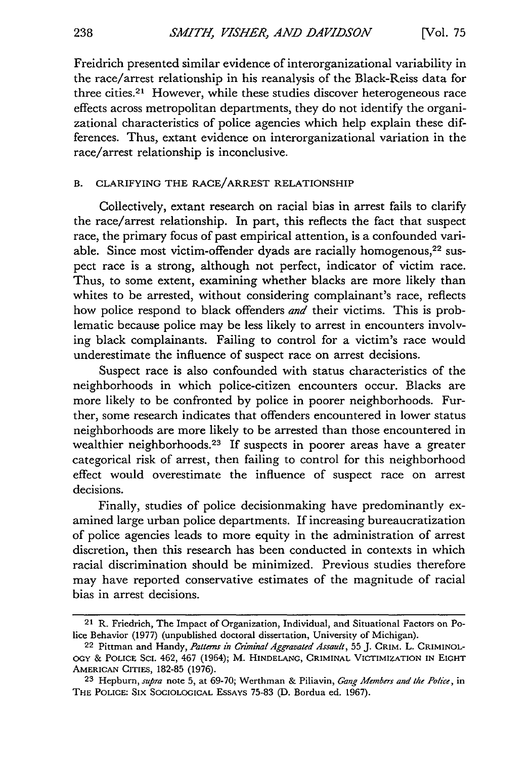Freidrich presented similar evidence of interorganizational variability in the race/arrest relationship in his reanalysis of the Black-Reiss data for three cities.[21] However, while these studies discover heterogeneous race effects across metropolitan departments, they do not identify the organizational characteristics of police agencies which help explain these differences. Thus, extant evidence on interorganizational variation in the race/arrest relationship is inconclusive.

### B. CLARIFYING THE RACE/ARREST RELATIONSHIP

Collectively, extant research on racial bias in arrest fails to clarify the race/arrest relationship. In part, this reflects the fact that suspect race, the primary focus of past empirical attention, is a confounded variable. Since most victim-offender dyads are racially homogenous,[22] suspect race is a strong, although not perfect, indicator of victim race. Thus, to some extent, examining whether blacks are more likely than whites to be arrested, without considering complainant's race, reflects how police respond to black offenders *and* their victims. This is problematic because police may be less likely to arrest in encounters involving black complainants. Failing to control for a victim's race would underestimate the influence of suspect race on arrest decisions.

Suspect race is also confounded with status characteristics of the neighborhoods in which police-citizen encounters occur. Blacks are more likely to be confronted by police in poorer neighborhoods. Further, some research indicates that offenders encountered in lower status neighborhoods are more likely to be arrested than those encountered in wealthier neighborhoods.[23] If suspects in poorer areas have a greater categorical risk of arrest, then failing to control for this neighborhood effect would overestimate the influence of suspect race on arrest decisions.

Finally, studies of police decisionmaking have predominantly examined large urban police departments. If increasing bureaucratization of police agencies leads to more equity in the administration of arrest discretion, then this research has been conducted in contexts in which racial discrimination should be minimized. Previous studies therefore may have reported conservative estimates of the magnitude of racial bias in arrest decisions.

---

[21] R. Friedrich, The Impact of Organization, Individual, and Situational Factors on Police Behavior (1977) (unpublished doctoral dissertation, University of Michigan).

[22] Pittman and Handy, *Patterns in Criminal Aggravated Assault*, 55 J. CRIM. L. CRIMINOLOGY & POLICE SCI. 462, 467 (1964); M. HINDELANG, CRIMINAL VICTIMIZATION IN EIGHT AMERICAN CITIES, 182-85 (1976).

[23] Hepburn, *supra* note 5, at 69-70; Werthman & Piliavin, *Gang Members and the Police*, in THE POLICE: SIX SOCIOLOGICAL ESSAYS 75-83 (D. Bordua ed. 1967).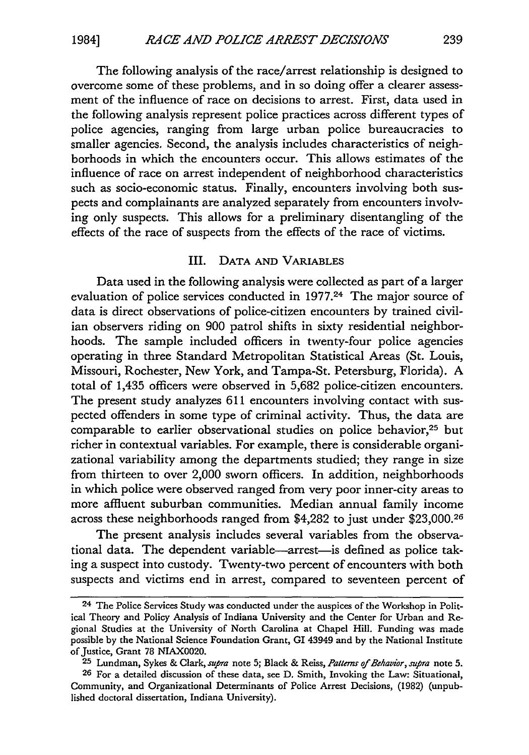The following analysis of the race/arrest relationship is designed to overcome some of these problems, and in so doing offer a clearer assessment of the influence of race on decisions to arrest. First, data used in the following analysis represent police practices across different types of police agencies, ranging from large urban police bureaucracies to smaller agencies. Second, the analysis includes characteristics of neighborhoods in which the encounters occur. This allows estimates of the influence of race on arrest independent of neighborhood characteristics such as socio-economic status. Finally, encounters involving both suspects and complainants are analyzed separately from encounters involving only suspects. This allows for a preliminary disentangling of the effects of the race of suspects from the effects of the race of victims.

## III. Data and Variables

Data used in the following analysis were collected as part of a larger evaluation of police services conducted in 1977.[24] The major source of data is direct observations of police-citizen encounters by trained civilian observers riding on 900 patrol shifts in sixty residential neighborhoods. The sample included officers in twenty-four police agencies operating in three Standard Metropolitan Statistical Areas (St. Louis, Missouri, Rochester, New York, and Tampa-St. Petersburg, Florida). A total of 1,435 officers were observed in 5,682 police-citizen encounters. The present study analyzes 611 encounters involving contact with suspected offenders in some type of criminal activity. Thus, the data are comparable to earlier observational studies on police behavior,[25] but richer in contextual variables. For example, there is considerable organizational variability among the departments studied; they range in size from thirteen to over 2,000 sworn officers. In addition, neighborhoods in which police were observed ranged from very poor inner-city areas to more affluent suburban communities. Median annual family income across these neighborhoods ranged from $4,282 to just under $23,000.[26]

The present analysis includes several variables from the observational data. The dependent variable—arrest—is defined as police taking a suspect into custody. Twenty-two percent of encounters with both suspects and victims end in arrest, compared to seventeen percent of

---

[24] The Police Services Study was conducted under the auspices of the Workshop in Political Theory and Policy Analysis of Indiana University and the Center for Urban and Regional Studies at the University of North Carolina at Chapel Hill. Funding was made possible by the National Science Foundation Grant, GI 43949 and by the National Institute of Justice, Grant 78 NIAX0020.

[25] Lundman, Sykes & Clark, *supra* note 5; Black & Reiss, *Patterns of Behavior*, *supra* note 5.

[26] For a detailed discussion of these data, see D. Smith, Invoking the Law: Situational, Community, and Organizational Determinants of Police Arrest Decisions, (1982) (unpublished doctoral dissertation, Indiana University).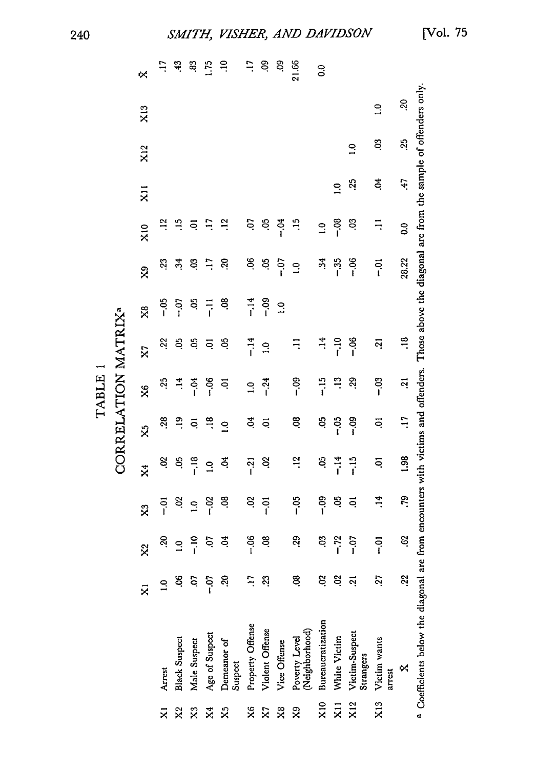## TABLE 1

## CORRELATION MATRIX[a]

| | | X1 | X2 | X3 | X4 | X5 | X6 | X7 | X8 | X9 | X10 | X11 | X12 | X13 | $\bar{X}$ |
|---|---|---|---|---|---|---|---|---|---|---|---|---|---|---|---|
| X1 | Arrest | 1.0 | .20 | −.01 | .02 | .28 | .25 | .22 | −.05 | .23 | .12 | | | | .17 |
| X2 | Black Suspect | .06 | 1.0 | .02 | .05 | .19 | .14 | .05 | −.07 | .34 | .15 | | | | .43 |
| X3 | Male Suspect | .07 | −.10 | 1.0 | −.18 | .01 | −.04 | .05 | .05 | .03 | .01 | | | | .83 |
| X4 | Age of Suspect | −.07 | .07 | −.02 | 1.0 | .18 | −.06 | .01 | −.11 | .17 | .17 | | | | 1.75 |
| X5 | Demeanor of Suspect | .20 | .04 | .08 | .04 | 1.0 | .01 | .05 | .08 | .20 | .12 | | | | .10 |
| X6 | Property Offense | .17 | −.06 | .02 | −.21 | .04 | 1.0 | −.14 | −.14 | .06 | .07 | | | | .17 |
| X7 | Violent Offense | .23 | .08 | −.01 | .02 | .01 | −.24 | 1.0 | −.09 | .05 | .05 | | | | .09 |
| X8 | Vice Offense | | | | | | | | 1.0 | −.07 | −.04 | | | | .09 |
| X9 | Poverty Level (Neighborhood) | .08 | .29 | −.05 | .12 | .08 | −.09 | .11 | | 1.0 | .15 | | | | 21.66 |
| X10 | Bureaucratization | .02 | .03 | −.09 | .05 | .05 | −.15 | .14 | | .34 | 1.0 | | | | 0.0 |
| X11 | White Victim | .02 | −.72 | .05 | −.14 | −.05 | .13 | −.10 | | −.35 | −.08 | 1.0 | | | |
| X12 | Victim-Suspect Strangers | .21 | −.07 | .01 | −.15 | −.09 | .29 | −.06 | | −.06 | .03 | .25 | 1.0 | | |
| X13 | Victim wants arrest | .27 | −.01 | .14 | .01 | .01 | −.03 | .21 | | −.01 | .11 | .04 | .03 | 1.0 | |
| | $\bar{X}$ | .22 | .62 | .79 | 1.98 | .17 | .21 | .18 | | 28.22 | 0.0 | .47 | .25 | .20 | |

[a] Coefficients below the diagonal are from encounters with victims and offenders. Those above the diagonal are from the sample of offenders only.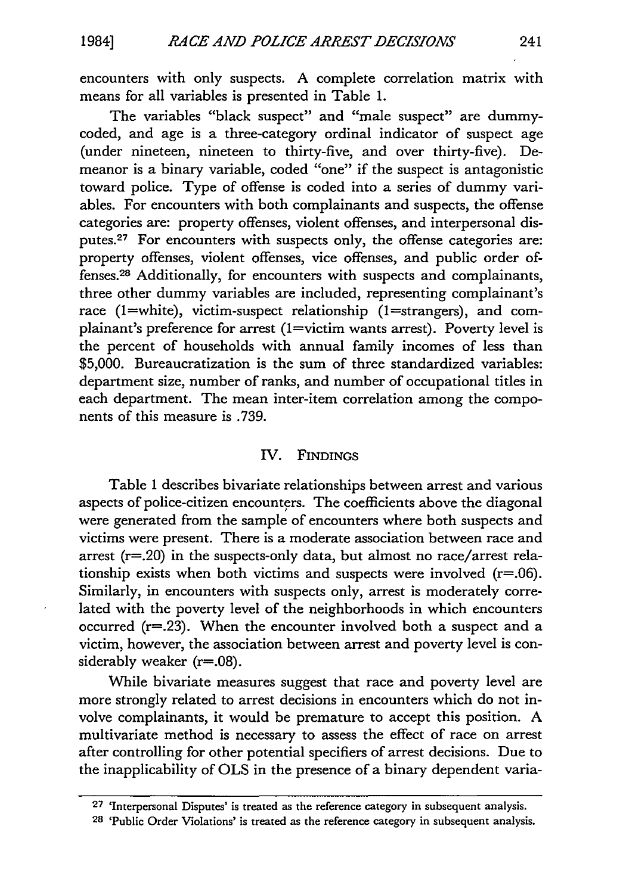encounters with only suspects. A complete correlation matrix with means for all variables is presented in Table 1.

The variables "black suspect" and "male suspect" are dummy-coded, and age is a three-category ordinal indicator of suspect age (under nineteen, nineteen to thirty-five, and over thirty-five). Demeanor is a binary variable, coded "one" if the suspect is antagonistic toward police. Type of offense is coded into a series of dummy variables. For encounters with both complainants and suspects, the offense categories are: property offenses, violent offenses, and interpersonal disputes.[27] For encounters with suspects only, the offense categories are: property offenses, violent offenses, vice offenses, and public order offenses.[28] Additionally, for encounters with suspects and complainants, three other dummy variables are included, representing complainant's race (1=white), victim-suspect relationship (1=strangers), and complainant's preference for arrest (1=victim wants arrest). Poverty level is the percent of households with annual family incomes of less than $5,000. Bureaucratization is the sum of three standardized variables: department size, number of ranks, and number of occupational titles in each department. The mean inter-item correlation among the components of this measure is .739.

## IV. FINDINGS

Table 1 describes bivariate relationships between arrest and various aspects of police-citizen encounters. The coefficients above the diagonal were generated from the sample of encounters where both suspects and victims were present. There is a moderate association between race and arrest (r=.20) in the suspects-only data, but almost no race/arrest relationship exists when both victims and suspects were involved (r=.06). Similarly, in encounters with suspects only, arrest is moderately correlated with the poverty level of the neighborhoods in which encounters occurred (r=.23). When the encounter involved both a suspect and a victim, however, the association between arrest and poverty level is considerably weaker (r=.08).

While bivariate measures suggest that race and poverty level are more strongly related to arrest decisions in encounters which do not involve complainants, it would be premature to accept this position. A multivariate method is necessary to assess the effect of race on arrest after controlling for other potential specifiers of arrest decisions. Due to the inapplicability of OLS in the presence of a binary dependent varia-

---

[27] 'Interpersonal Disputes' is treated as the reference category in subsequent analysis.

[28] 'Public Order Violations' is treated as the reference category in subsequent analysis.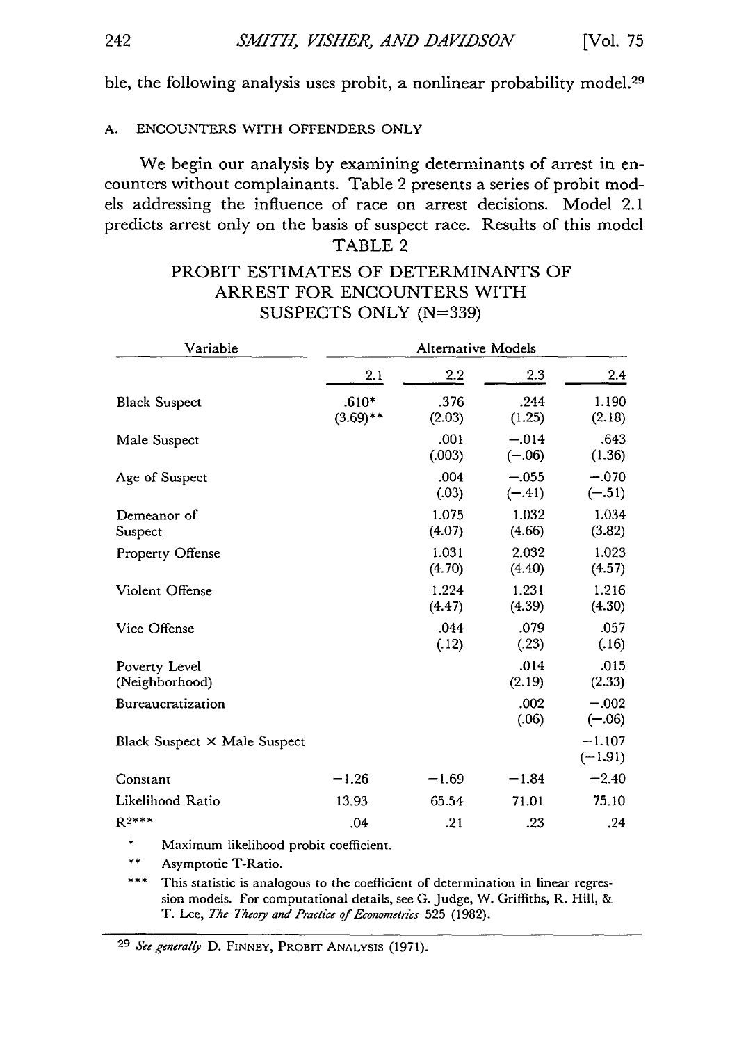ble, the following analysis uses probit, a nonlinear probability model.[29]

### A. ENCOUNTERS WITH OFFENDERS ONLY

We begin our analysis by examining determinants of arrest in encounters without complainants. Table 2 presents a series of probit models addressing the influence of race on arrest decisions. Model 2.1 predicts arrest only on the basis of suspect race. Results of this model

TABLE 2

PROBIT ESTIMATES OF DETERMINANTS OF ARREST FOR ENCOUNTERS WITH SUSPECTS ONLY (N=339)

| Variable | Alternative Models | | | |
|---|---|---|---|---|
| | 2.1 | 2.2 | 2.3 | 2.4 |
| Black Suspect | .610* (3.69)** | .376 (2.03) | .244 (1.25) | 1.190 (2.18) |
| Male Suspect | | .001 (.003) | −.014 (−.06) | .643 (1.36) |
| Age of Suspect | | .004 (.03) | −.055 (−.41) | −.070 (−.51) |
| Demeanor of Suspect | | 1.075 (4.07) | 1.032 (4.66) | 1.034 (3.82) |
| Property Offense | | 1.031 (4.70) | 2.032 (4.40) | 1.023 (4.57) |
| Violent Offense | | 1.224 (4.47) | 1.231 (4.39) | 1.216 (4.30) |
| Vice Offense | | .044 (.12) | .079 (.23) | .057 (.16) |
| Poverty Level (Neighborhood) | | | .014 (2.19) | .015 (2.33) |
| Bureaucratization | | | .002 (.06) | −.002 (−.06) |
| Black Suspect × Male Suspect | | | | −1.107 (−1.91) |
| Constant | −1.26 | −1.69 | −1.84 | −2.40 |
| Likelihood Ratio | 13.93 | 65.54 | 71.01 | 75.10 |
| $R^2$*** | .04 | .21 | .23 | .24 |

\* Maximum likelihood probit coefficient.

\** Asymptotic T-Ratio.

\*** This statistic is analogous to the coefficient of determination in linear regression models. For computational details, see G. Judge, W. Griffiths, R. Hill, & T. Lee, *The Theory and Practice of Econometrics* 525 (1982).

[29] *See generally* D. FINNEY, PROBIT ANALYSIS (1971).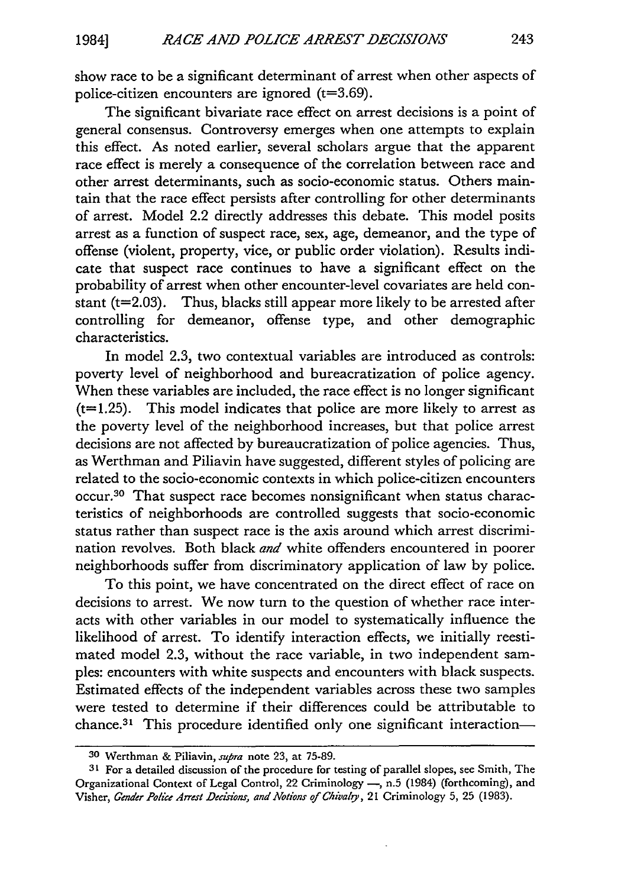show race to be a significant determinant of arrest when other aspects of police-citizen encounters are ignored ($t=3.69$).

The significant bivariate race effect on arrest decisions is a point of general consensus. Controversy emerges when one attempts to explain this effect. As noted earlier, several scholars argue that the apparent race effect is merely a consequence of the correlation between race and other arrest determinants, such as socio-economic status. Others maintain that the race effect persists after controlling for other determinants of arrest. Model 2.2 directly addresses this debate. This model posits arrest as a function of suspect race, sex, age, demeanor, and the type of offense (violent, property, vice, or public order violation). Results indicate that suspect race continues to have a significant effect on the probability of arrest when other encounter-level covariates are held constant ($t=2.03$). Thus, blacks still appear more likely to be arrested after controlling for demeanor, offense type, and other demographic characteristics.

In model 2.3, two contextual variables are introduced as controls: poverty level of neighborhood and bureacratization of police agency. When these variables are included, the race effect is no longer significant ($t=1.25$). This model indicates that police are more likely to arrest as the poverty level of the neighborhood increases, but that police arrest decisions are not affected by bureaucratization of police agencies. Thus, as Werthman and Piliavin have suggested, different styles of policing are related to the socio-economic contexts in which police-citizen encounters occur.[30] That suspect race becomes nonsignificant when status characteristics of neighborhoods are controlled suggests that socio-economic status rather than suspect race is the axis around which arrest discrimination revolves. Both black *and* white offenders encountered in poorer neighborhoods suffer from discriminatory application of law by police.

To this point, we have concentrated on the direct effect of race on decisions to arrest. We now turn to the question of whether race interacts with other variables in our model to systematically influence the likelihood of arrest. To identify interaction effects, we initially reestimated model 2.3, without the race variable, in two independent samples: encounters with white suspects and encounters with black suspects. Estimated effects of the independent variables across these two samples were tested to determine if their differences could be attributable to chance.[31] This procedure identified only one significant interaction—

---

[30] Werthman & Piliavin, *supra* note 23, at 75-89.

[31] For a detailed discussion of the procedure for testing of parallel slopes, see Smith, The Organizational Context of Legal Control, 22 Criminology —, n.5 (1984) (forthcoming), and Visher, *Gender Police Arrest Decisions, and Notions of Chivalry*, 21 Criminology 5, 25 (1983).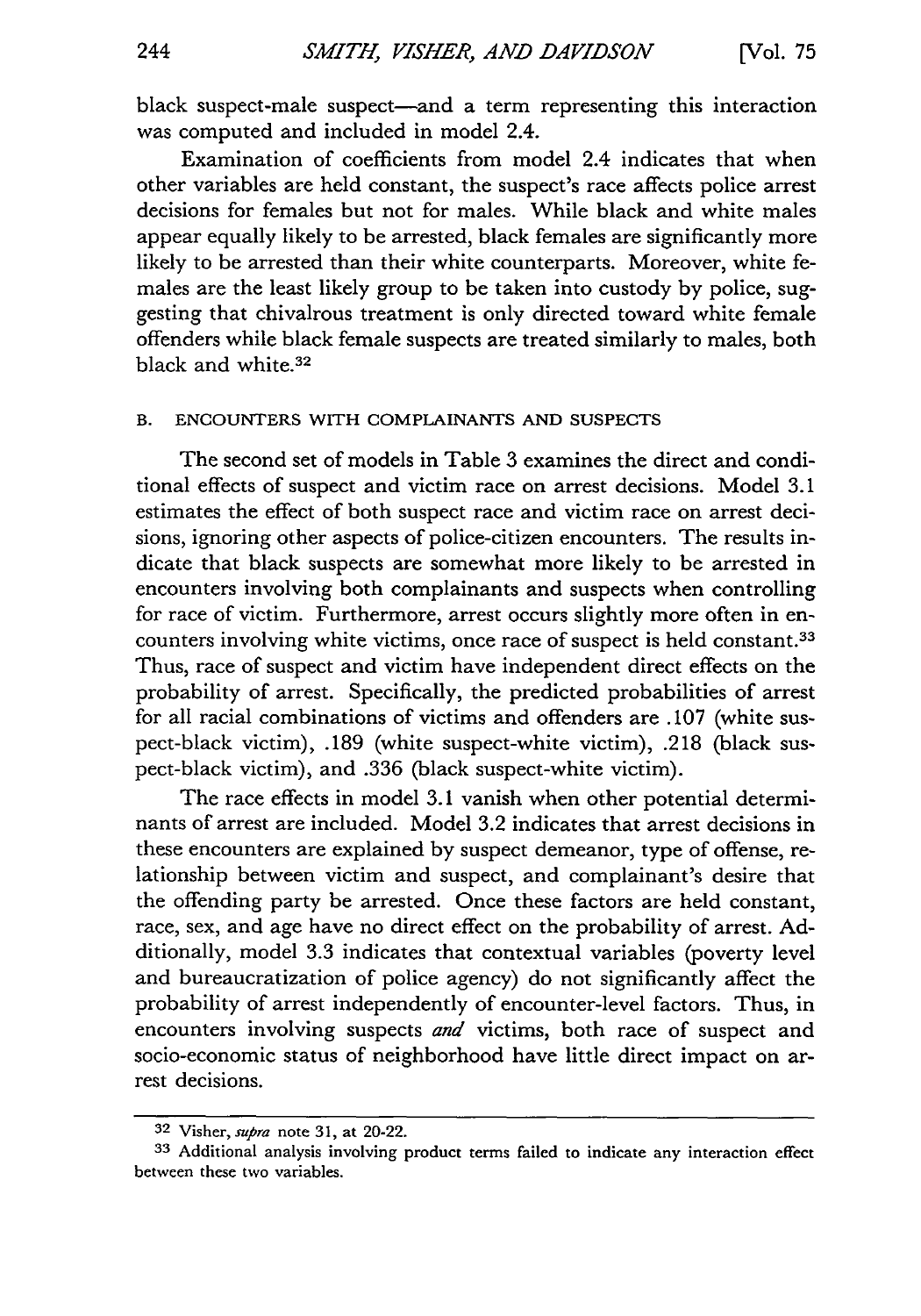black suspect-male suspect—and a term representing this interaction was computed and included in model 2.4.

Examination of coefficients from model 2.4 indicates that when other variables are held constant, the suspect's race affects police arrest decisions for females but not for males. While black and white males appear equally likely to be arrested, black females are significantly more likely to be arrested than their white counterparts. Moreover, white females are the least likely group to be taken into custody by police, suggesting that chivalrous treatment is only directed toward white female offenders while black female suspects are treated similarly to males, both black and white.[32]

### B. ENCOUNTERS WITH COMPLAINANTS AND SUSPECTS

The second set of models in Table 3 examines the direct and conditional effects of suspect and victim race on arrest decisions. Model 3.1 estimates the effect of both suspect race and victim race on arrest decisions, ignoring other aspects of police-citizen encounters. The results indicate that black suspects are somewhat more likely to be arrested in encounters involving both complainants and suspects when controlling for race of victim. Furthermore, arrest occurs slightly more often in encounters involving white victims, once race of suspect is held constant.[33] Thus, race of suspect and victim have independent direct effects on the probability of arrest. Specifically, the predicted probabilities of arrest for all racial combinations of victims and offenders are .107 (white suspect-black victim), .189 (white suspect-white victim), .218 (black suspect-black victim), and .336 (black suspect-white victim).

The race effects in model 3.1 vanish when other potential determinants of arrest are included. Model 3.2 indicates that arrest decisions in these encounters are explained by suspect demeanor, type of offense, relationship between victim and suspect, and complainant's desire that the offending party be arrested. Once these factors are held constant, race, sex, and age have no direct effect on the probability of arrest. Additionally, model 3.3 indicates that contextual variables (poverty level and bureaucratization of police agency) do not significantly affect the probability of arrest independently of encounter-level factors. Thus, in encounters involving suspects *and* victims, both race of suspect and socio-economic status of neighborhood have little direct impact on arrest decisions.

---

[32] Visher, *supra* note 31, at 20-22.

[33] Additional analysis involving product terms failed to indicate any interaction effect between these two variables.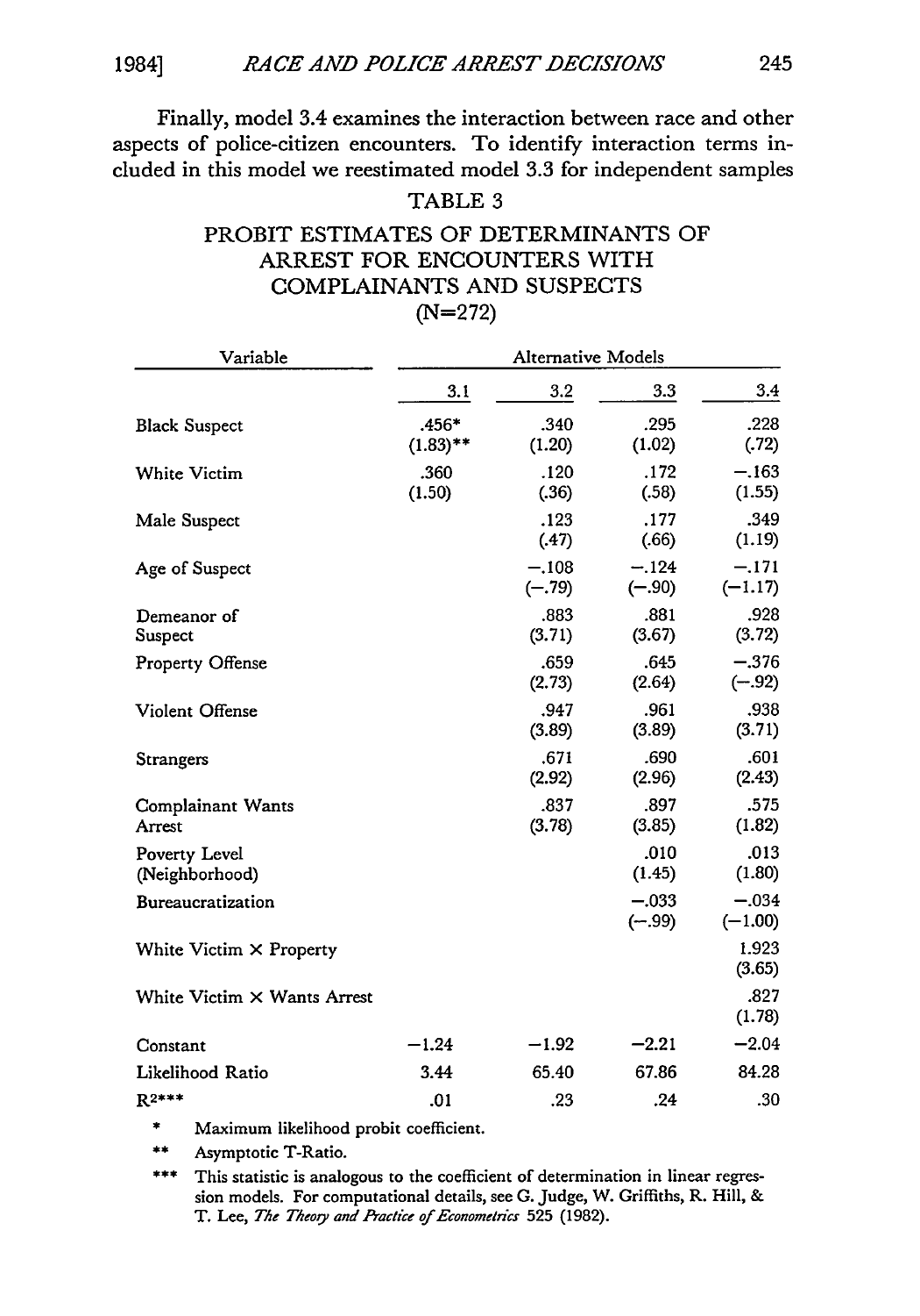Finally, model 3.4 examines the interaction between race and other aspects of police-citizen encounters. To identify interaction terms included in this model we reestimated model 3.3 for independent samples

TABLE 3

PROBIT ESTIMATES OF DETERMINANTS OF ARREST FOR ENCOUNTERS WITH COMPLAINANTS AND SUSPECTS (N=272)

| Variable | Alternative Models | | | |
|---|---|---|---|---|
| | 3.1 | 3.2 | 3.3 | 3.4 |
| Black Suspect | .456* (1.83)** | .340 (1.20) | .295 (1.02) | .228 (.72) |
| White Victim | .360 (1.50) | .120 (.36) | .172 (.58) | −.163 (1.55) |
| Male Suspect | | .123 (.47) | .177 (.66) | .349 (1.19) |
| Age of Suspect | | −.108 (−.79) | −.124 (−.90) | −.171 (−1.17) |
| Demeanor of Suspect | | .883 (3.71) | .881 (3.67) | .928 (3.72) |
| Property Offense | | .659 (2.73) | .645 (2.64) | −.376 (−.92) |
| Violent Offense | | .947 (3.89) | .961 (3.89) | .938 (3.71) |
| Strangers | | .671 (2.92) | .690 (2.96) | .601 (2.43) |
| Complainant Wants Arrest | | .837 (3.78) | .897 (3.85) | .575 (1.82) |
| Poverty Level (Neighborhood) | | | .010 (1.45) | .013 (1.80) |
| Bureaucratization | | | −.033 (−.99) | −.034 (−1.00) |
| White Victim × Property | | | | 1.923 (3.65) |
| White Victim × Wants Arrest | | | | .827 (1.78) |
| Constant | −1.24 | −1.92 | −2.21 | −2.04 |
| Likelihood Ratio | 3.44 | 65.40 | 67.86 | 84.28 |
| $R^2$*** | .01 | .23 | .24 | .30 |

\* Maximum likelihood probit coefficient.

\** Asymptotic T-Ratio.

\*** This statistic is analogous to the coefficient of determination in linear regression models. For computational details, see G. Judge, W. Griffiths, R. Hill, & T. Lee, *The Theory and Practice of Econometrics* 525 (1982).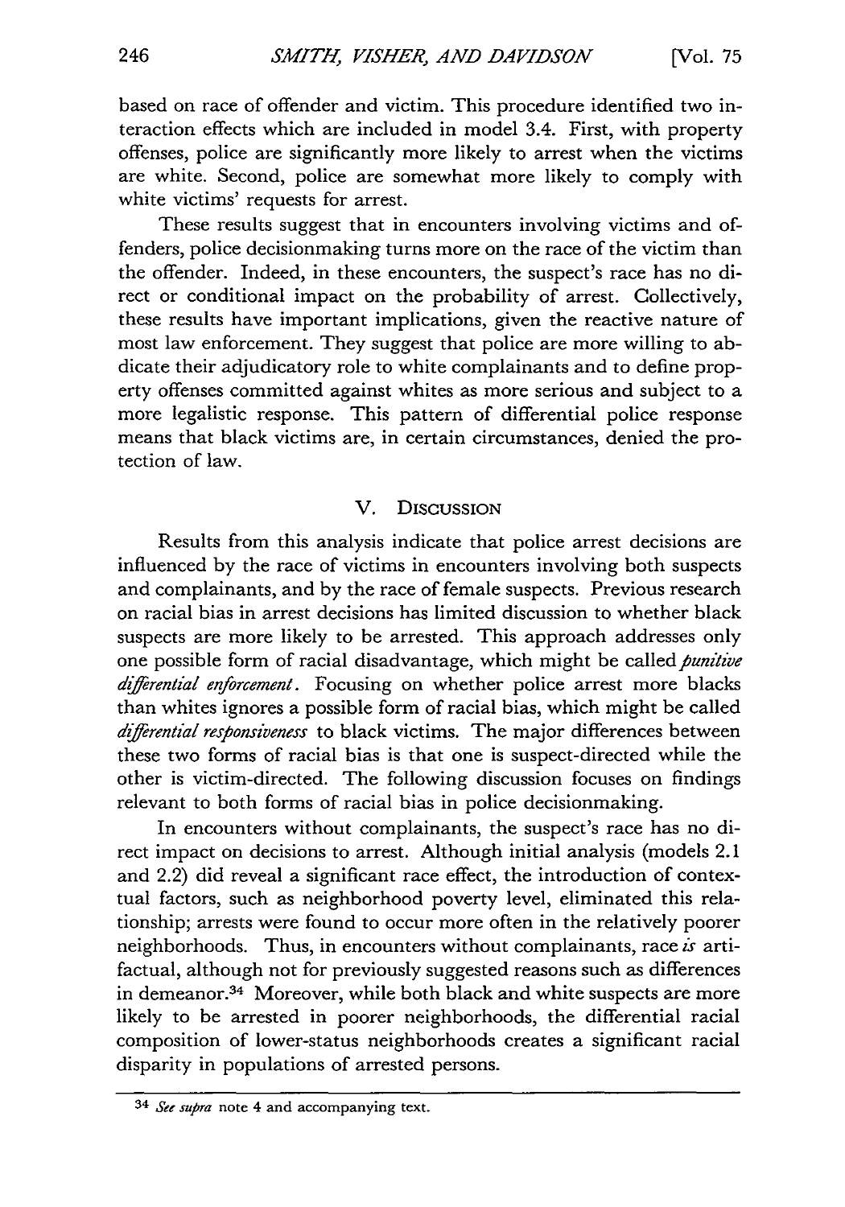based on race of offender and victim. This procedure identified two interaction effects which are included in model 3.4. First, with property offenses, police are significantly more likely to arrest when the victims are white. Second, police are somewhat more likely to comply with white victims' requests for arrest.

These results suggest that in encounters involving victims and offenders, police decisionmaking turns more on the race of the victim than the offender. Indeed, in these encounters, the suspect's race has no direct or conditional impact on the probability of arrest. Collectively, these results have important implications, given the reactive nature of most law enforcement. They suggest that police are more willing to abdicate their adjudicatory role to white complainants and to define property offenses committed against whites as more serious and subject to a more legalistic response. This pattern of differential police response means that black victims are, in certain circumstances, denied the protection of law.

## V. DISCUSSION

Results from this analysis indicate that police arrest decisions are influenced by the race of victims in encounters involving both suspects and complainants, and by the race of female suspects. Previous research on racial bias in arrest decisions has limited discussion to whether black suspects are more likely to be arrested. This approach addresses only one possible form of racial disadvantage, which might be called *punitive differential enforcement*. Focusing on whether police arrest more blacks than whites ignores a possible form of racial bias, which might be called *differential responsiveness* to black victims. The major differences between these two forms of racial bias is that one is suspect-directed while the other is victim-directed. The following discussion focuses on findings relevant to both forms of racial bias in police decisionmaking.

In encounters without complainants, the suspect's race has no direct impact on decisions to arrest. Although initial analysis (models 2.1 and 2.2) did reveal a significant race effect, the introduction of contextual factors, such as neighborhood poverty level, eliminated this relationship; arrests were found to occur more often in the relatively poorer neighborhoods. Thus, in encounters without complainants, race *is* artifactual, although not for previously suggested reasons such as differences in demeanor.[34] Moreover, while both black and white suspects are more likely to be arrested in poorer neighborhoods, the differential racial composition of lower-status neighborhoods creates a significant racial disparity in populations of arrested persons.

---

[34] *See supra* note 4 and accompanying text.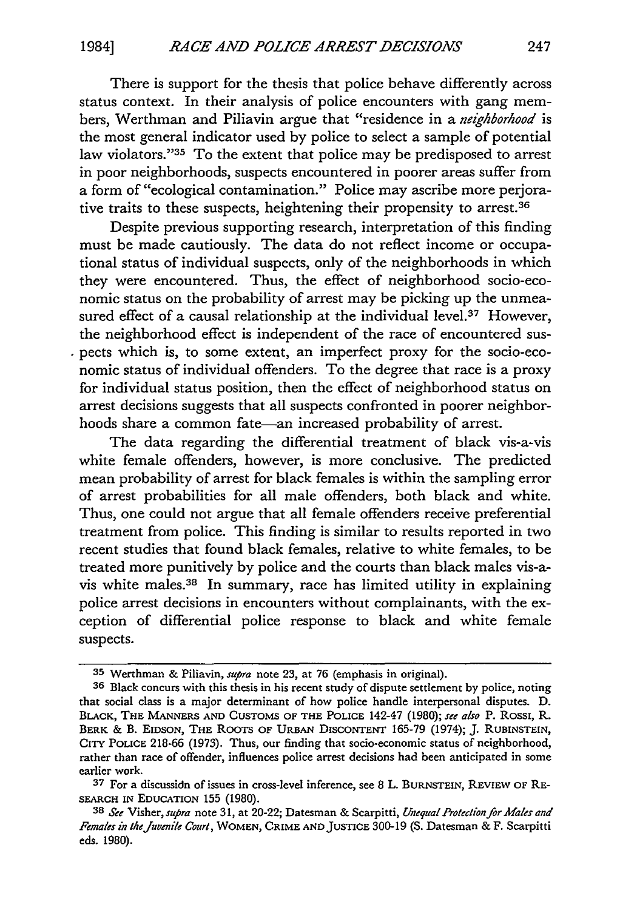There is support for the thesis that police behave differently across status context. In their analysis of police encounters with gang members, Werthman and Piliavin argue that "residence in a *neighborhood* is the most general indicator used by police to select a sample of potential law violators."[35] To the extent that police may be predisposed to arrest in poor neighborhoods, suspects encountered in poorer areas suffer from a form of "ecological contamination." Police may ascribe more perjorative traits to these suspects, heightening their propensity to arrest.[36]

Despite previous supporting research, interpretation of this finding must be made cautiously. The data do not reflect income or occupational status of individual suspects, only of the neighborhoods in which they were encountered. Thus, the effect of neighborhood socio-economic status on the probability of arrest may be picking up the unmeasured effect of a causal relationship at the individual level.[37] However, the neighborhood effect is independent of the race of encountered suspects which is, to some extent, an imperfect proxy for the socio-economic status of individual offenders. To the degree that race is a proxy for individual status position, then the effect of neighborhood status on arrest decisions suggests that all suspects confronted in poorer neighborhoods share a common fate—an increased probability of arrest.

The data regarding the differential treatment of black vis-a-vis white female offenders, however, is more conclusive. The predicted mean probability of arrest for black females is within the sampling error of arrest probabilities for all male offenders, both black and white. Thus, one could not argue that all female offenders receive preferential treatment from police. This finding is similar to results reported in two recent studies that found black females, relative to white females, to be treated more punitively by police and the courts than black males vis-a-vis white males.[38] In summary, race has limited utility in explaining police arrest decisions in encounters without complainants, with the exception of differential police response to black and white female suspects.

---

[35] Werthman & Piliavin, *supra* note 23, at 76 (emphasis in original).

[36] Black concurs with this thesis in his recent study of dispute settlement by police, noting that social class is a major determinant of how police handle interpersonal disputes. D. BLACK, THE MANNERS AND CUSTOMS OF THE POLICE 142-47 (1980); *see also* P. ROSSI, R. BERK & B. EIDSON, THE ROOTS OF URBAN DISCONTENT 165-79 (1974); J. RUBINSTEIN, CITY POLICE 218-66 (1973). Thus, our finding that socio-economic status of neighborhood, rather than race of offender, influences police arrest decisions had been anticipated in some earlier work.

[37] For a discussidn of issues in cross-level inference, see 8 L. BURNSTEIN, REVIEW OF RESEARCH IN EDUCATION 155 (1980).

[38] *See* Visher, *supra* note 31, at 20-22; Datesman & Scarpitti, *Unequal Protection for Males and Females in the Juvenile Court*, WOMEN, CRIME AND JUSTICE 300-19 (S. Datesman & F. Scarpitti eds. 1980).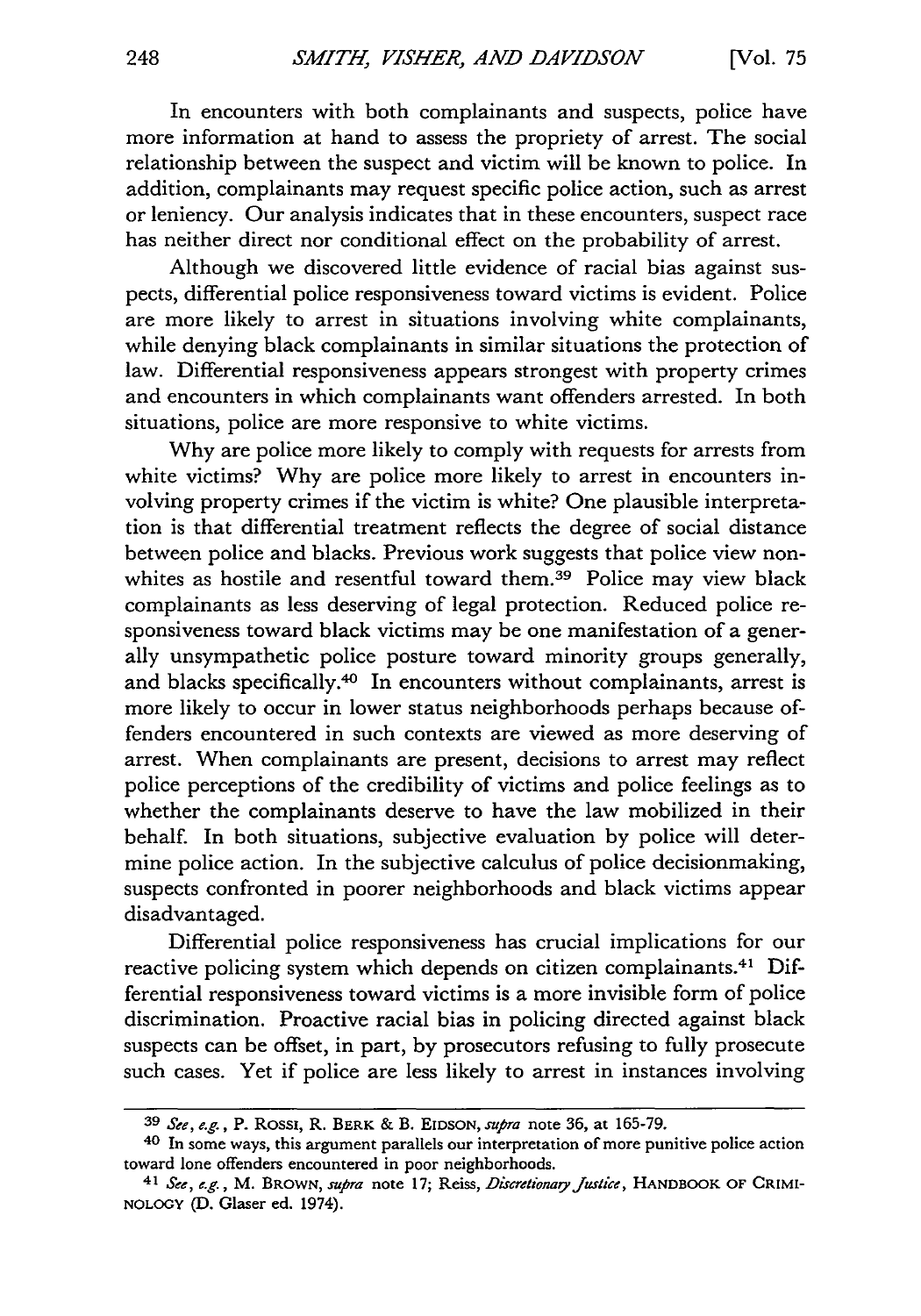In encounters with both complainants and suspects, police have more information at hand to assess the propriety of arrest. The social relationship between the suspect and victim will be known to police. In addition, complainants may request specific police action, such as arrest or leniency. Our analysis indicates that in these encounters, suspect race has neither direct nor conditional effect on the probability of arrest.

Although we discovered little evidence of racial bias against suspects, differential police responsiveness toward victims is evident. Police are more likely to arrest in situations involving white complainants, while denying black complainants in similar situations the protection of law. Differential responsiveness appears strongest with property crimes and encounters in which complainants want offenders arrested. In both situations, police are more responsive to white victims.

Why are police more likely to comply with requests for arrests from white victims? Why are police more likely to arrest in encounters involving property crimes if the victim is white? One plausible interpretation is that differential treatment reflects the degree of social distance between police and blacks. Previous work suggests that police view nonwhites as hostile and resentful toward them.[39] Police may view black complainants as less deserving of legal protection. Reduced police responsiveness toward black victims may be one manifestation of a generally unsympathetic police posture toward minority groups generally, and blacks specifically.[40] In encounters without complainants, arrest is more likely to occur in lower status neighborhoods perhaps because offenders encountered in such contexts are viewed as more deserving of arrest. When complainants are present, decisions to arrest may reflect police perceptions of the credibility of victims and police feelings as to whether the complainants deserve to have the law mobilized in their behalf. In both situations, subjective evaluation by police will determine police action. In the subjective calculus of police decisionmaking, suspects confronted in poorer neighborhoods and black victims appear disadvantaged.

Differential police responsiveness has crucial implications for our reactive policing system which depends on citizen complainants.[41] Differential responsiveness toward victims is a more invisible form of police discrimination. Proactive racial bias in policing directed against black suspects can be offset, in part, by prosecutors refusing to fully prosecute such cases. Yet if police are less likely to arrest in instances involving

---

[39] *See, e.g.*, P. Rossi, R. Berk & B. Eidson, *supra* note 36, at 165-79.

[40] In some ways, this argument parallels our interpretation of more punitive police action toward lone offenders encountered in poor neighborhoods.

[41] *See, e.g.*, M. Brown, *supra* note 17; Reiss, *Discretionary Justice*, Handbook of Criminology (D. Glaser ed. 1974).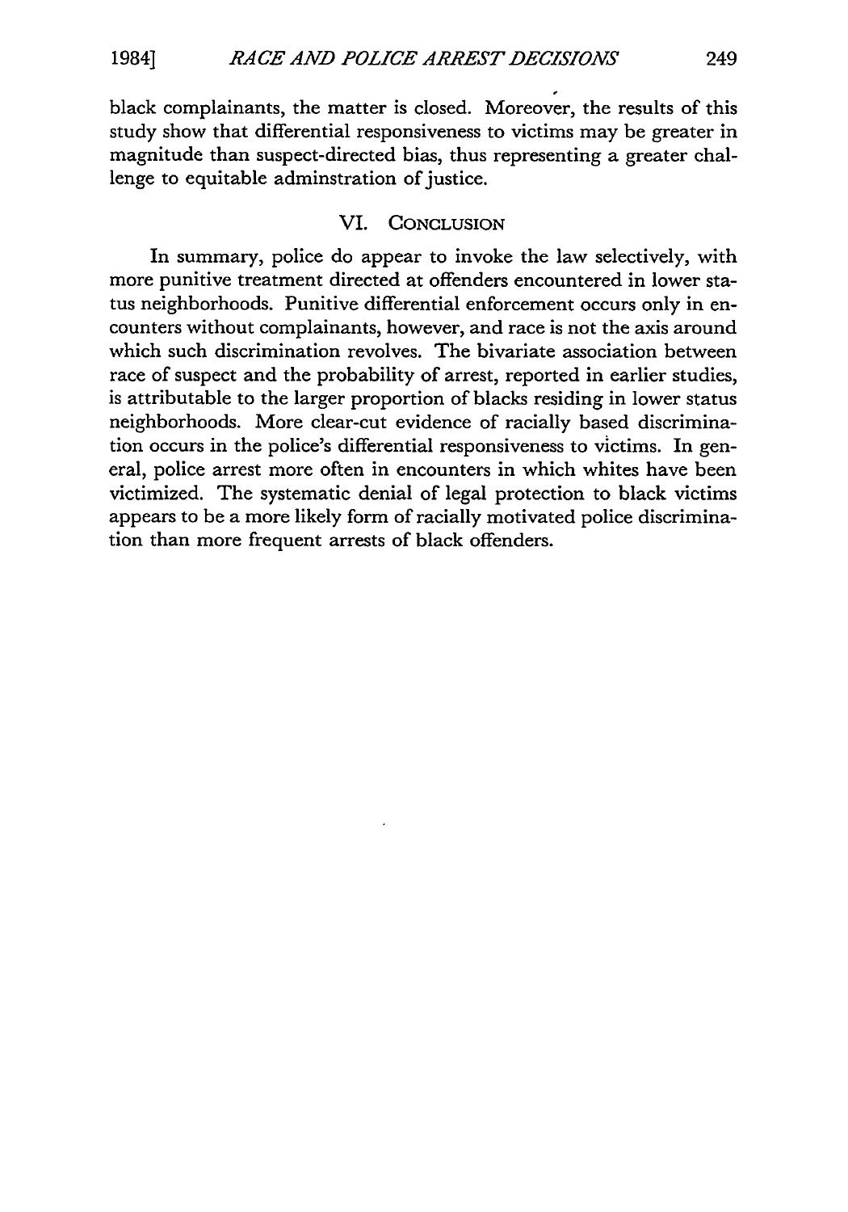black complainants, the matter is closed. Moreover, the results of this study show that differential responsiveness to victims may be greater in magnitude than suspect-directed bias, thus representing a greater challenge to equitable adminstration of justice.

## VI. Conclusion

In summary, police do appear to invoke the law selectively, with more punitive treatment directed at offenders encountered in lower status neighborhoods. Punitive differential enforcement occurs only in encounters without complainants, however, and race is not the axis around which such discrimination revolves. The bivariate association between race of suspect and the probability of arrest, reported in earlier studies, is attributable to the larger proportion of blacks residing in lower status neighborhoods. More clear-cut evidence of racially based discrimination occurs in the police's differential responsiveness to victims. In general, police arrest more often in encounters in which whites have been victimized. The systematic denial of legal protection to black victims appears to be a more likely form of racially motivated police discrimination than more frequent arrests of black offenders.